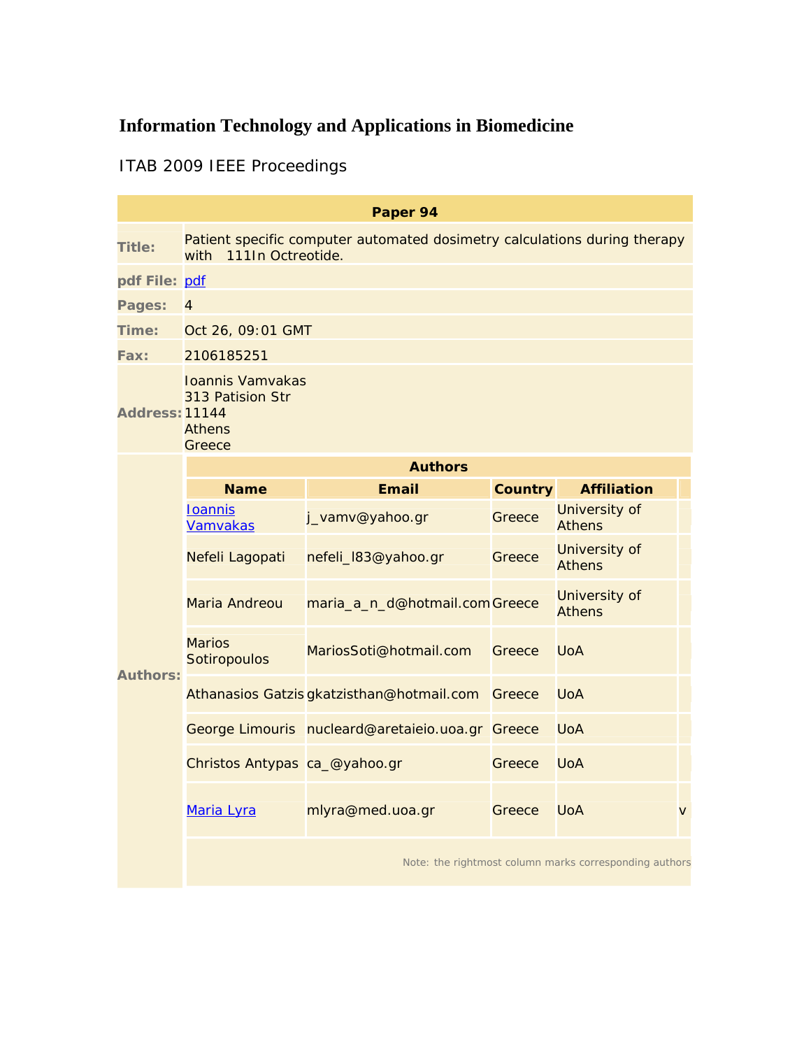# Information Technology and Applications in Biomedicine

ITAB 2009 IEEE Proceedings

| Paper 94 | |
|---|---|
| **Title:** | Patient specific computer automated dosimetry calculations during therapy with 111In Octreotide. |
| **pdf File:** | pdf |
| **Pages:** | 4 |
| **Time:** | Oct 26, 09:01 GMT |
| **Fax:** | 2106185251 |
| **Address:** | Ioannis Vamvakas<br>313 Patision Str<br>11144<br>Athens<br>Greece |

**Authors:**

| Name | Email | Country | Affiliation | |
|---|---|---|---|---|
| Ioannis Vamvakas | j_vamv@yahoo.gr | Greece | University of Athens | |
| Nefeli Lagopati | nefeli_l83@yahoo.gr | Greece | University of Athens | |
| Maria Andreou | maria_a_n_d@hotmail.com | Greece | University of Athens | |
| Marios Sotiropoulos | MariosSoti@hotmail.com | Greece | UoA | |
| Athanasios Gatzis | gkatzisthan@hotmail.com | Greece | UoA | |
| George Limouris | nucleard@aretaieio.uoa.gr | Greece | UoA | |
| Christos Antypas | ca_@yahoo.gr | Greece | UoA | |
| Maria Lyra | mlyra@med.uoa.gr | Greece | UoA | v |

Note: the rightmost column marks corresponding authors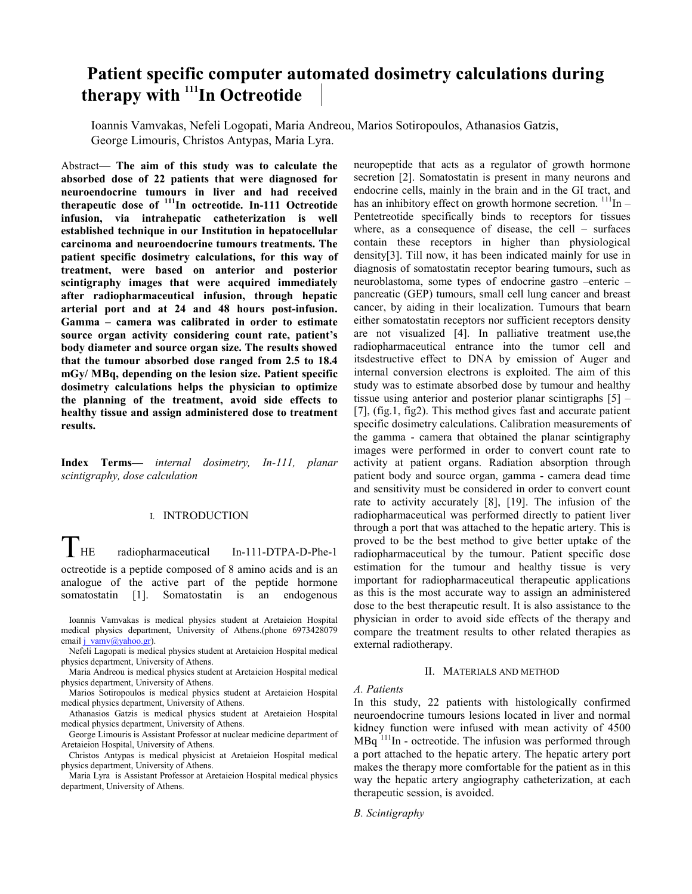# Patient specific computer automated dosimetry calculations during therapy with $^{111}$In Octreotide

Ioannis Vamvakas, Nefeli Logopati, Maria Andreou, Marios Sotiropoulos, Athanasios Gatzis, George Limouris, Christos Antypas, Maria Lyra.

*Abstract*— **The aim of this study was to calculate the absorbed dose of 22 patients that were diagnosed for neuroendocrine tumours in liver and had received therapeutic dose of $^{111}$In octreotide. In-111 Octreotide infusion, via intrahepatic catheterization is well established technique in our Institution in hepatocellular carcinoma and neuroendocrine tumours treatments. The patient specific dosimetry calculations, for this way of treatment, were based on anterior and posterior scintigraphy images that were acquired immediately after radiopharmaceutical infusion, through hepatic arterial port and at 24 and 48 hours post-infusion. Gamma – camera was calibrated in order to estimate source organ activity considering count rate, patient's body diameter and source organ size. The results showed that the tumour absorbed dose ranged from 2.5 to 18.4 mGy/ MBq, depending on the lesion size. Patient specific dosimetry calculations helps the physician to optimize the planning of the treatment, avoid side effects to healthy tissue and assign administered dose to treatment results.**

**Index Terms—** *internal dosimetry, In-111, planar scintigraphy, dose calculation*

## I. INTRODUCTION

THE radiopharmaceutical In-111-DTPA-D-Phe-1 octreotide is a peptide composed of 8 amino acids and is an analogue of the active part of the peptide hormone somatostatin [1]. Somatostatin is an endogenous neuropeptide that acts as a regulator of growth hormone secretion [2]. Somatostatin is present in many neurons and endocrine cells, mainly in the brain and in the GI tract, and has an inhibitory effect on growth hormone secretion. $^{111}$In – Pentetreotide specifically binds to receptors for tissues where, as a consequence of disease, the cell – surfaces contain these receptors in higher than physiological density[3]. Till now, it has been indicated mainly for use in diagnosis of somatostatin receptor bearing tumours, such as neuroblastoma, some types of endocrine gastro –enteric – pancreatic (GEP) tumours, small cell lung cancer and breast cancer, by aiding in their localization. Tumours that bearn either somatostatin receptors nor sufficient receptors density are not visualized [4]. In palliative treatment use,the radiopharmaceutical entrance into the tumor cell and itsdestructive effect to DNA by emission of Auger and internal conversion electrons is exploited. The aim of this study was to estimate absorbed dose by tumour and healthy tissue using anterior and posterior planar scintigraphs [5] – [7], (fig.1, fig2). This method gives fast and accurate patient specific dosimetry calculations. Calibration measurements of the gamma - camera that obtained the planar scintigraphy images were performed in order to convert count rate to activity at patient organs. Radiation absorption through patient body and source organ, gamma - camera dead time and sensitivity must be considered in order to convert count rate to activity accurately [8], [19]. The infusion of the radiopharmaceutical was performed directly to patient liver through a port that was attached to the hepatic artery. This is proved to be the best method to give better uptake of the radiopharmaceutical by the tumour. Patient specific dose estimation for the tumour and healthy tissue is very important for radiopharmaceutical therapeutic applications as this is the most accurate way to assign an administered dose to the best therapeutic result. It is also assistance to the physician in order to avoid side effects of the therapy and compare the treatment results to other related therapies as external radiotherapy.

Ioannis Vamvakas is medical physics student at Aretaieion Hospital medical physics department, University of Athens.(phone 6973428079 email j_vamv@yahoo.gr).

Nefeli Lagopati is medical physics student at Aretaieion Hospital medical physics department, University of Athens.

Maria Andreou is medical physics student at Aretaieion Hospital medical physics department, University of Athens.

Marios Sotiropoulos is medical physics student at Aretaieion Hospital medical physics department, University of Athens.

Athanasios Gatzis is medical physics student at Aretaieion Hospital medical physics department, University of Athens.

George Limouris is Assistant Professor at nuclear medicine department of Aretaieion Hospital, University of Athens.

Christos Antypas is medical physicist at Aretaieion Hospital medical physics department, University of Athens.

Maria Lyra is Assistant Professor at Aretaieion Hospital medical physics department, University of Athens.

## II. MATERIALS AND METHOD

### *A. Patients*

In this study, 22 patients with histologically confirmed neuroendocrine tumours lesions located in liver and normal kidney function were infused with mean activity of 4500 MBq $^{111}$In - octreotide. The infusion was performed through a port attached to the hepatic artery. The hepatic artery port makes the therapy more comfortable for the patient as in this way the hepatic artery angiography catheterization, at each therapeutic session, is avoided.

### *B. Scintigraphy*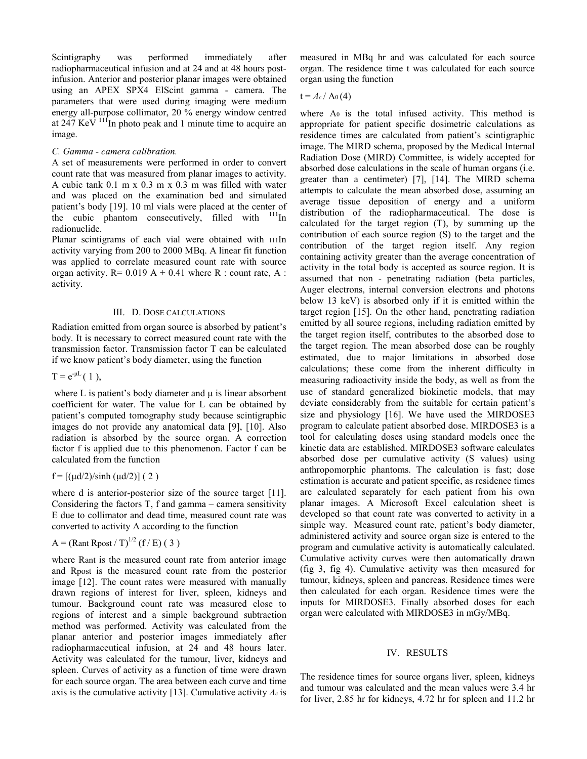Scintigraphy was performed immediately after radiopharmaceutical infusion and at 24 and at 48 hours post-infusion. Anterior and posterior planar images were obtained using an APEX SPX4 ElScint gamma - camera. The parameters that were used during imaging were medium energy all-purpose collimator, 20 % energy window centred at 247 KeV $^{111}$In photo peak and 1 minute time to acquire an image.

### *C. Gamma - camera calibration.*

A set of measurements were performed in order to convert count rate that was measured from planar images to activity. A cubic tank 0.1 m x 0.3 m x 0.3 m was filled with water and was placed on the examination bed and simulated patient's body [19]. 10 ml vials were placed at the center of the cubic phantom consecutively, filled with $^{111}$In radionuclide.

Planar scintigrams of each vial were obtained with $^{111}$In activity varying from 200 to 2000 MBq. A linear fit function was applied to correlate measured count rate with source organ activity. $R= 0.019\ A + 0.41$ where R : count rate, A : activity.

## III. D. DOSE CALCULATIONS

Radiation emitted from organ source is absorbed by patient's body. It is necessary to correct measured count rate with the transmission factor. Transmission factor T can be calculated if we know patient's body diameter, using the function

$$T = e^{-\mu L} \quad (1),$$

where L is patient's body diameter and μ is linear absorbent coefficient for water. The value for L can be obtained by patient's computed tomography study because scintigraphic images do not provide any anatomical data [9], [10]. Also radiation is absorbed by the source organ. A correction factor f is applied due to this phenomenon. Factor f can be calculated from the function

$$f = [(\mu d/2)/\sinh(\mu d/2)] \quad (2)$$

where d is anterior-posterior size of the source target [11]. Considering the factors T, f and gamma – camera sensitivity E due to collimator and dead time, measured count rate was converted to activity A according to the function

$$A = (R_{ant}\, R_{post} / T)^{1/2}\, (f / E) \quad (3)$$

where $R_{ant}$ is the measured count rate from anterior image and $R_{post}$ is the measured count rate from the posterior image [12]. The count rates were measured with manually drawn regions of interest for liver, spleen, kidneys and tumour. Background count rate was measured close to regions of interest and a simple background subtraction method was performed. Activity was calculated from the planar anterior and posterior images immediately after radiopharmaceutical infusion, at 24 and 48 hours later. Activity was calculated for the tumour, liver, kidneys and spleen. Curves of activity as a function of time were drawn for each source organ. The area between each curve and time axis is the cumulative activity [13]. Cumulative activity $A_c$ is measured in MBq hr and was calculated for each source organ. The residence time t was calculated for each source organ using the function

$$t = A_c / A_0 \quad (4)$$

where $A_0$ is the total infused activity. This method is appropriate for patient specific dosimetric calculations as residence times are calculated from patient's scintigraphic image. The MIRD schema, proposed by the Medical Internal Radiation Dose (MIRD) Committee, is widely accepted for absorbed dose calculations in the scale of human organs (i.e. greater than a centimeter) [7], [14]. The MIRD schema attempts to calculate the mean absorbed dose, assuming an average tissue deposition of energy and a uniform distribution of the radiopharmaceutical. The dose is calculated for the target region (T), by summing up the contribution of each source region (S) to the target and the contribution of the target region itself. Any region containing activity greater than the average concentration of activity in the total body is accepted as source region. It is assumed that non - penetrating radiation (beta particles, Auger electrons, internal conversion electrons and photons below 13 keV) is absorbed only if it is emitted within the target region [15]. On the other hand, penetrating radiation emitted by all source regions, including radiation emitted by the target region itself, contributes to the absorbed dose to the target region. The mean absorbed dose can be roughly estimated, due to major limitations in absorbed dose calculations; these come from the inherent difficulty in measuring radioactivity inside the body, as well as from the use of standard generalized biokinetic models, that may deviate considerably from the suitable for certain patient's size and physiology [16]. We have used the MIRDOSE3 program to calculate patient absorbed dose. MIRDOSE3 is a tool for calculating doses using standard models once the kinetic data are established. MIRDOSE3 software calculates absorbed dose per cumulative activity (S values) using anthropomorphic phantoms. The calculation is fast; dose estimation is accurate and patient specific, as residence times are calculated separately for each patient from his own planar images. A Microsoft Excel calculation sheet is developed so that count rate was converted to activity in a simple way. Measured count rate, patient's body diameter, administered activity and source organ size is entered to the program and cumulative activity is automatically calculated. Cumulative activity curves were then automatically drawn (fig 3, fig 4). Cumulative activity was then measured for tumour, kidneys, spleen and pancreas. Residence times were then calculated for each organ. Residence times were the inputs for MIRDOSE3. Finally absorbed doses for each organ were calculated with MIRDOSE3 in mGy/MBq.

## IV. RESULTS

The residence times for source organs liver, spleen, kidneys and tumour was calculated and the mean values were 3.4 hr for liver, 2.85 hr for kidneys, 4.72 hr for spleen and 11.2 hr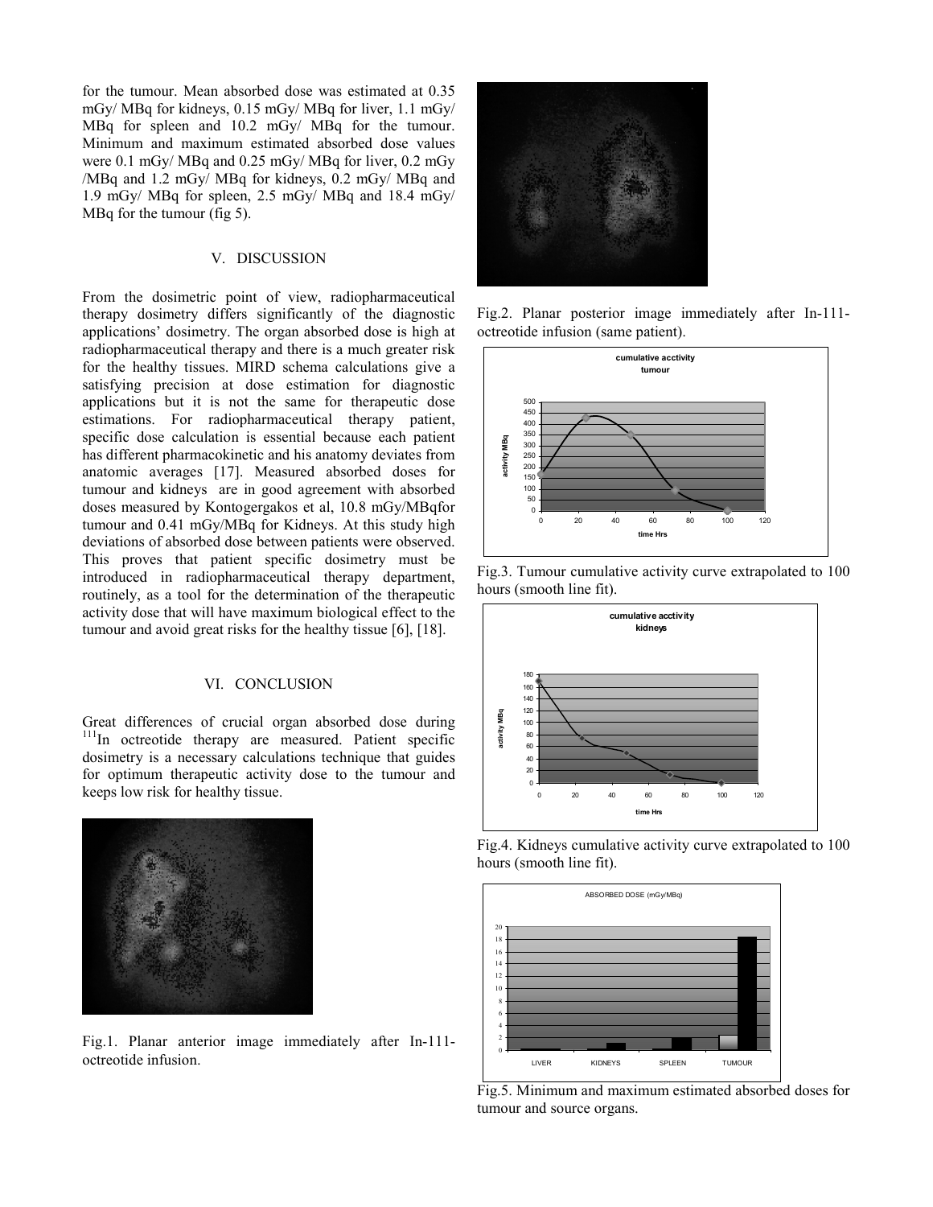for the tumour. Mean absorbed dose was estimated at 0.35 mGy/ MBq for kidneys, 0.15 mGy/ MBq for liver, 1.1 mGy/ MBq for spleen and 10.2 mGy/ MBq for the tumour. Minimum and maximum estimated absorbed dose values were 0.1 mGy/ MBq and 0.25 mGy/ MBq for liver, 0.2 mGy /MBq and 1.2 mGy/ MBq for kidneys, 0.2 mGy/ MBq and 1.9 mGy/ MBq for spleen, 2.5 mGy/ MBq and 18.4 mGy/ MBq for the tumour (fig 5).

## V. DISCUSSION

From the dosimetric point of view, radiopharmaceutical therapy dosimetry differs significantly of the diagnostic applications' dosimetry. The organ absorbed dose is high at radiopharmaceutical therapy and there is a much greater risk for the healthy tissues. MIRD schema calculations give a satisfying precision at dose estimation for diagnostic applications but it is not the same for therapeutic dose estimations. For radiopharmaceutical therapy patient, specific dose calculation is essential because each patient has different pharmacokinetic and his anatomy deviates from anatomic averages [17]. Measured absorbed doses for tumour and kidneys are in good agreement with absorbed doses measured by Kontogergakos et al, 10.8 mGy/MBqfor tumour and 0.41 mGy/MBq for Kidneys. At this study high deviations of absorbed dose between patients were observed. This proves that patient specific dosimetry must be introduced in radiopharmaceutical therapy department, routinely, as a tool for the determination of the therapeutic activity dose that will have maximum biological effect to the tumour and avoid great risks for the healthy tissue [6], [18].

## VI. CONCLUSION

Great differences of crucial organ absorbed dose during $^{111}$In octreotide therapy are measured. Patient specific dosimetry is a necessary calculations technique that guides for optimum therapeutic activity dose to the tumour and keeps low risk for healthy tissue.

Fig.1. Planar anterior image immediately after In-111-octreotide infusion.

Fig.2. Planar posterior image immediately after In-111-octreotide infusion (same patient).

Fig.3. Tumour cumulative activity curve extrapolated to 100 hours (smooth line fit).

Fig.4. Kidneys cumulative activity curve extrapolated to 100 hours (smooth line fit).

Fig.5. Minimum and maximum estimated absorbed doses for tumour and source organs.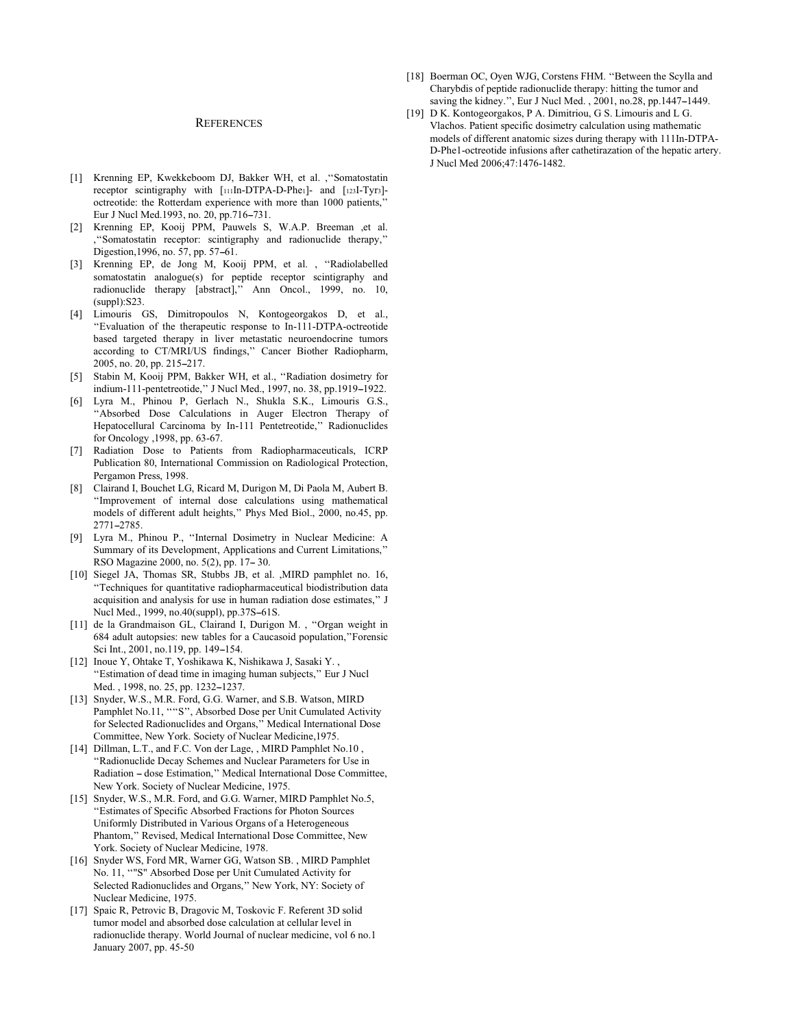# REFERENCES

[1] Krenning EP, Kwekkeboom DJ, Bakker WH, et al. ,"Somatostatin receptor scintigraphy with [111In-DTPA-D-Phe1]- and [123I-Tyr3]-octreotide: the Rotterdam experience with more than 1000 patients," Eur J Nucl Med.1993, no. 20, pp.716–731.

[2] Krenning EP, Kooij PPM, Pauwels S, W.A.P. Breeman ,et al. ,"Somatostatin receptor: scintigraphy and radionuclide therapy," Digestion,1996, no. 57, pp. 57–61.

[3] Krenning EP, de Jong M, Kooij PPM, et al. , "Radiolabelled somatostatin analogue(s) for peptide receptor scintigraphy and radionuclide therapy [abstract]," Ann Oncol., 1999, no. 10, (suppl):S23.

[4] Limouris GS, Dimitropoulos N, Kontogeorgakos D, et al., "Evaluation of the therapeutic response to In-111-DTPA-octreotide based targeted therapy in liver metastatic neuroendocrine tumors according to CT/MRI/US findings," Cancer Biother Radiopharm, 2005, no. 20, pp. 215–217.

[5] Stabin M, Kooij PPM, Bakker WH, et al., "Radiation dosimetry for indium-111-pentetreotide," J Nucl Med., 1997, no. 38, pp.1919–1922.

[6] Lyra M., Phinou P, Gerlach N., Shukla S.K., Limouris G.S., "Absorbed Dose Calculations in Auger Electron Therapy of Hepatocellural Carcinoma by In-111 Pentetreotide," Radionuclides for Oncology ,1998, pp. 63-67.

[7] Radiation Dose to Patients from Radiopharmaceuticals, ICRP Publication 80, International Commission on Radiological Protection, Pergamon Press, 1998.

[8] Clairand I, Bouchet LG, Ricard M, Durigon M, Di Paola M, Aubert B. "Improvement of internal dose calculations using mathematical models of different adult heights," Phys Med Biol., 2000, no.45, pp. 2771–2785.

[9] Lyra M., Phinou P., "Internal Dosimetry in Nuclear Medicine: A Summary of its Development, Applications and Current Limitations," RSO Magazine 2000, no. 5(2), pp. 17– 30.

[10] Siegel JA, Thomas SR, Stubbs JB, et al. ,MIRD pamphlet no. 16, "Techniques for quantitative radiopharmaceutical biodistribution data acquisition and analysis for use in human radiation dose estimates," J Nucl Med., 1999, no.40(suppl), pp.37S–61S.

[11] de la Grandmaison GL, Clairand I, Durigon M. , "Organ weight in 684 adult autopsies: new tables for a Caucasoid population,"Forensic Sci Int., 2001, no.119, pp. 149–154.

[12] Inoue Y, Ohtake T, Yoshikawa K, Nishikawa J, Sasaki Y. , "Estimation of dead time in imaging human subjects," Eur J Nucl Med. , 1998, no. 25, pp. 1232–1237.

[13] Snyder, W.S., M.R. Ford, G.G. Warner, and S.B. Watson, MIRD Pamphlet No.11, ""S", Absorbed Dose per Unit Cumulated Activity for Selected Radionuclides and Organs," Medical International Dose Committee, New York. Society of Nuclear Medicine,1975.

[14] Dillman, L.T., and F.C. Von der Lage, , MIRD Pamphlet No.10 , "Radionuclide Decay Schemes and Nuclear Parameters for Use in Radiation – dose Estimation," Medical International Dose Committee, New York. Society of Nuclear Medicine, 1975.

[15] Snyder, W.S., M.R. Ford, and G.G. Warner, MIRD Pamphlet No.5, "Estimates of Specific Absorbed Fractions for Photon Sources Uniformly Distributed in Various Organs of a Heterogeneous Phantom," Revised, Medical International Dose Committee, New York. Society of Nuclear Medicine, 1978.

[16] Snyder WS, Ford MR, Warner GG, Watson SB. , MIRD Pamphlet No. 11, ""S" Absorbed Dose per Unit Cumulated Activity for Selected Radionuclides and Organs," New York, NY: Society of Nuclear Medicine, 1975.

[17] Spaic R, Petrovic B, Dragovic M, Toskovic F. Referent 3D solid tumor model and absorbed dose calculation at cellular level in radionuclide therapy. World Journal of nuclear medicine, vol 6 no.1 January 2007, pp. 45-50

[18] Boerman OC, Oyen WJG, Corstens FHM. "Between the Scylla and Charybdis of peptide radionuclide therapy: hitting the tumor and saving the kidney.", Eur J Nucl Med. , 2001, no.28, pp.1447–1449.

[19] D K. Kontogeorgakos, P A. Dimitriou, G S. Limouris and L G. Vlachos. Patient specific dosimetry calculation using mathematic models of different anatomic sizes during therapy with 111In-DTPA-D-Phe1-octreotide infusions after cathetirazation of the hepatic artery. J Nucl Med 2006;47:1476-1482.